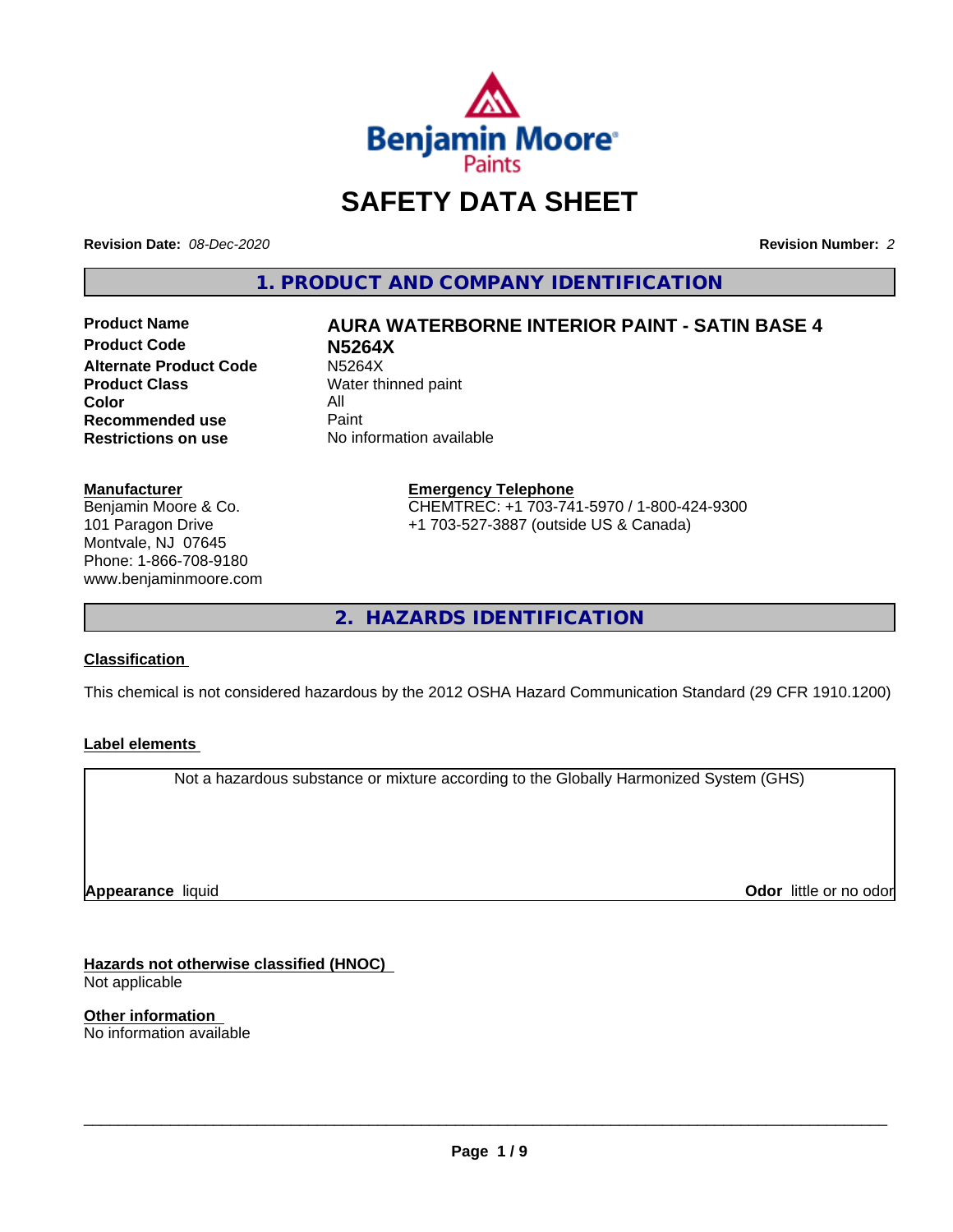# SAFETY DATA SHEET

**Revision Date:** *08-Dec-2020*

**Revision Number:** *2*

## 1. PRODUCT AND COMPANY IDENTIFICATION

| | |
|---|---|
| **Product Name** | **AURA WATERBORNE INTERIOR PAINT - SATIN BASE 4** |
| **Product Code** | **N5264X** |
| **Alternate Product Code** | N5264X |
| **Product Class** | Water thinned paint |
| **Color** | All |
| **Recommended use** | Paint |
| **Restrictions on use** | No information available |

**Manufacturer**
Benjamin Moore & Co.
101 Paragon Drive
Montvale, NJ 07645
Phone: 1-866-708-9180
www.benjaminmoore.com

**Emergency Telephone**
CHEMTREC: +1 703-741-5970 / 1-800-424-9300
+1 703-527-3887 (outside US & Canada)

## 2. HAZARDS IDENTIFICATION

### Classification

This chemical is not considered hazardous by the 2012 OSHA Hazard Communication Standard (29 CFR 1910.1200)

### Label elements

Not a hazardous substance or mixture according to the Globally Harmonized System (GHS)

**Appearance** liquid

**Odor** little or no odor

### Hazards not otherwise classified (HNOC)

Not applicable

### Other information

No information available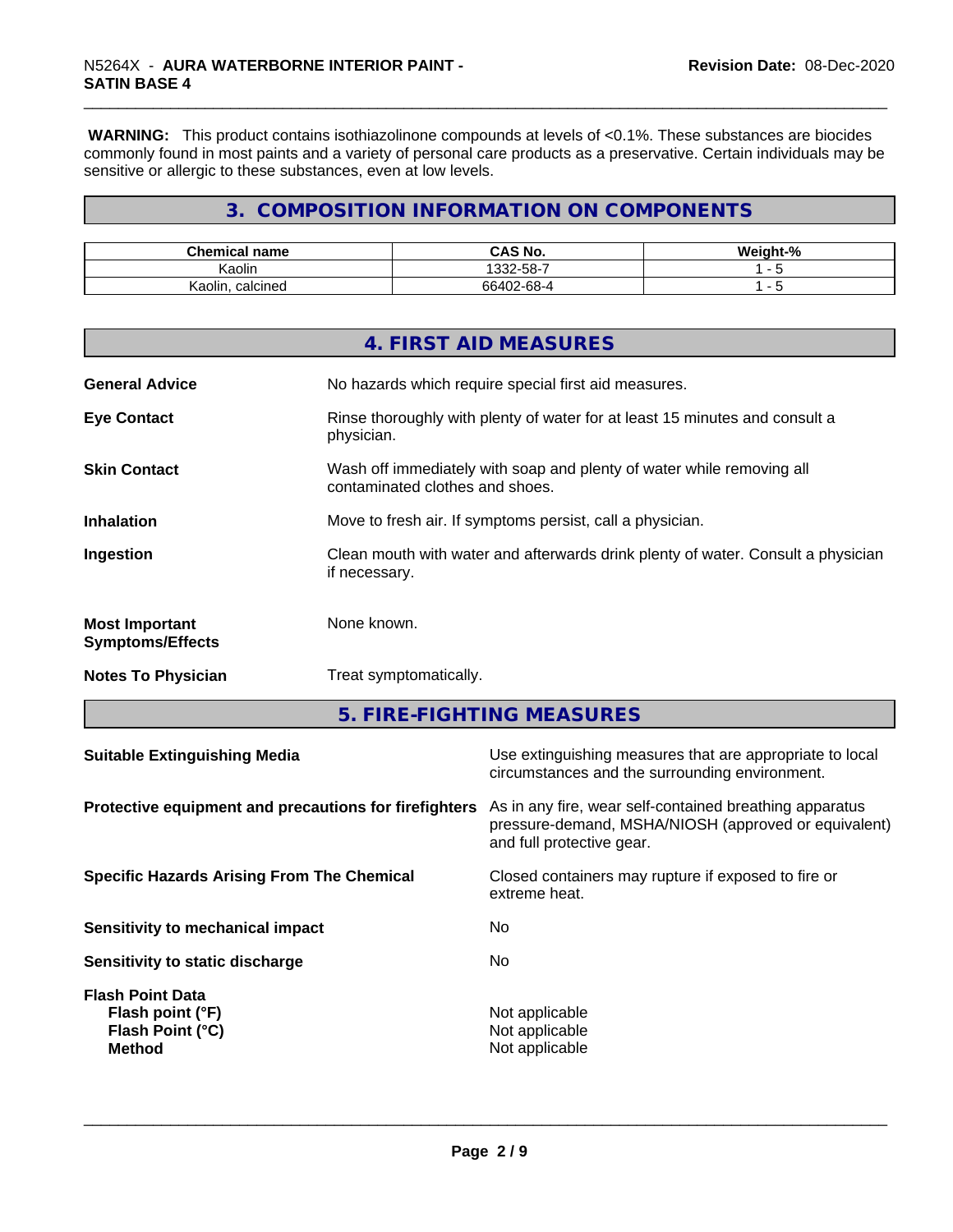**WARNING:** This product contains isothiazolinone compounds at levels of <0.1%. These substances are biocides commonly found in most paints and a variety of personal care products as a preservative. Certain individuals may be sensitive or allergic to these substances, even at low levels.

## 3. COMPOSITION INFORMATION ON COMPONENTS

| Chemical name | CAS No. | Weight-% |
|---|---|---|
| Kaolin | 1332-58-7 | 1 - 5 |
| Kaolin, calcined | 66402-68-4 | 1 - 5 |

## 4. FIRST AID MEASURES

**General Advice** No hazards which require special first aid measures.

**Eye Contact** Rinse thoroughly with plenty of water for at least 15 minutes and consult a physician.

**Skin Contact** Wash off immediately with soap and plenty of water while removing all contaminated clothes and shoes.

**Inhalation** Move to fresh air. If symptoms persist, call a physician.

**Ingestion** Clean mouth with water and afterwards drink plenty of water. Consult a physician if necessary.

**Most Important Symptoms/Effects** None known.

**Notes To Physician** Treat symptomatically.

## 5. FIRE-FIGHTING MEASURES

**Suitable Extinguishing Media** Use extinguishing measures that are appropriate to local circumstances and the surrounding environment.

**Protective equipment and precautions for firefighters** As in any fire, wear self-contained breathing apparatus pressure-demand, MSHA/NIOSH (approved or equivalent) and full protective gear.

**Specific Hazards Arising From The Chemical** Closed containers may rupture if exposed to fire or extreme heat.

**Sensitivity to mechanical impact** No

**Sensitivity to static discharge** No

**Flash Point Data**
**Flash point (°F)** Not applicable
**Flash Point (°C)** Not applicable
**Method** Not applicable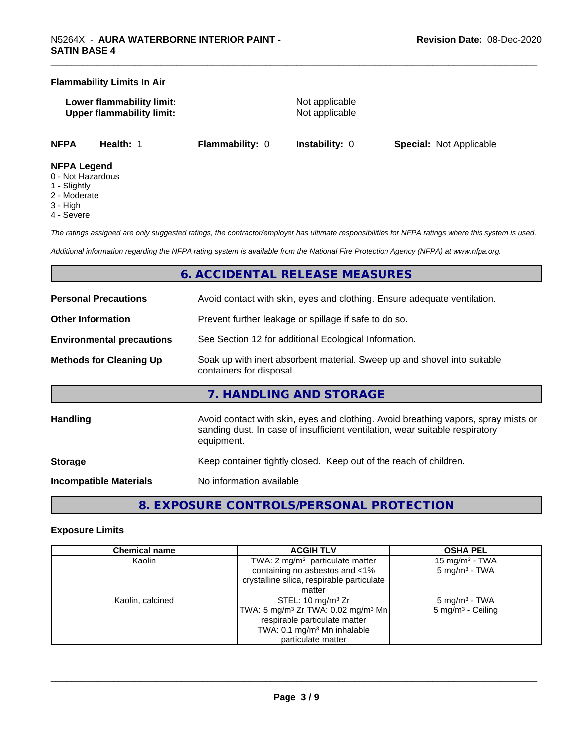**Flammability Limits In Air**

**Lower flammability limit:** Not applicable
**Upper flammability limit:** Not applicable

| **NFPA** | **Health:** 1 | **Flammability:** 0 | **Instability:** 0 | **Special:** Not Applicable |
|---|---|---|---|---|

**NFPA Legend**
- 0 - Not Hazardous
- 1 - Slightly
- 2 - Moderate
- 3 - High
- 4 - Severe

*The ratings assigned are only suggested ratings, the contractor/employer has ultimate responsibilities for NFPA ratings where this system is used.*

*Additional information regarding the NFPA rating system is available from the National Fire Protection Agency (NFPA) at www.nfpa.org.*

## 6. ACCIDENTAL RELEASE MEASURES

| | |
|---|---|
| **Personal Precautions** | Avoid contact with skin, eyes and clothing. Ensure adequate ventilation. |
| **Other Information** | Prevent further leakage or spillage if safe to do so. |
| **Environmental precautions** | See Section 12 for additional Ecological Information. |
| **Methods for Cleaning Up** | Soak up with inert absorbent material. Sweep up and shovel into suitable containers for disposal. |

## 7. HANDLING AND STORAGE

| | |
|---|---|
| **Handling** | Avoid contact with skin, eyes and clothing. Avoid breathing vapors, spray mists or sanding dust. In case of insufficient ventilation, wear suitable respiratory equipment. |
| **Storage** | Keep container tightly closed. Keep out of the reach of children. |
| **Incompatible Materials** | No information available |

## 8. EXPOSURE CONTROLS/PERSONAL PROTECTION

### Exposure Limits

| Chemical name | ACGIH TLV | OSHA PEL |
|---|---|---|
| Kaolin | TWA: 2 mg/m³ particulate matter containing no asbestos and <1% crystalline silica, respirable particulate matter | 15 mg/m³ - TWA<br>5 mg/m³ - TWA |
| Kaolin, calcined | STEL: 10 mg/m³ Zr<br>TWA: 5 mg/m³ Zr TWA: 0.02 mg/m³ Mn respirable particulate matter<br>TWA: 0.1 mg/m³ Mn inhalable particulate matter | 5 mg/m³ - TWA<br>5 mg/m³ - Ceiling |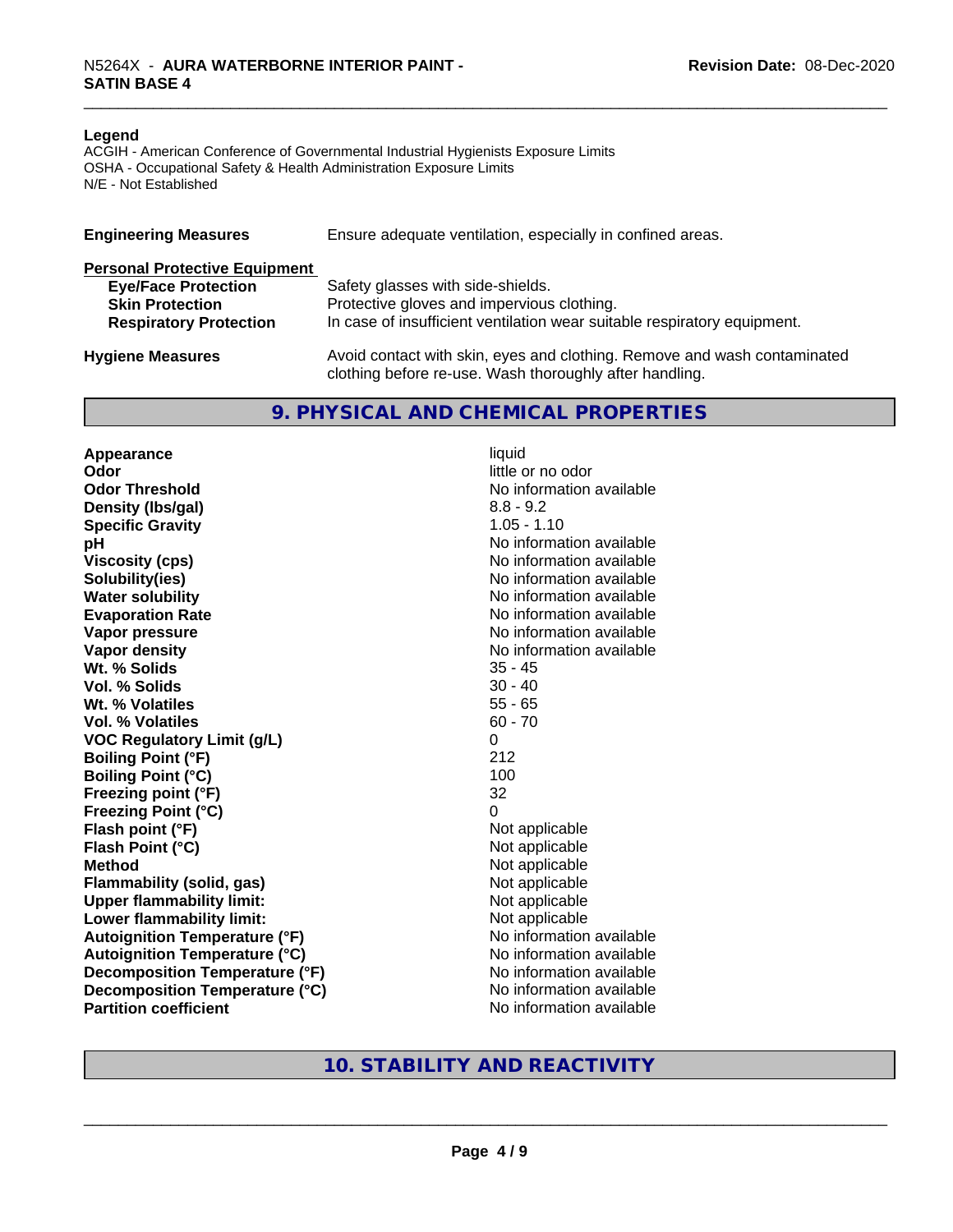**Legend**

ACGIH - American Conference of Governmental Industrial Hygienists Exposure Limits
OSHA - Occupational Safety & Health Administration Exposure Limits
N/E - Not Established

| | |
|---|---|
| **Engineering Measures** | Ensure adequate ventilation, especially in confined areas. |
| **Personal Protective Equipment** | |
| **Eye/Face Protection** | Safety glasses with side-shields. |
| **Skin Protection** | Protective gloves and impervious clothing. |
| **Respiratory Protection** | In case of insufficient ventilation wear suitable respiratory equipment. |
| **Hygiene Measures** | Avoid contact with skin, eyes and clothing. Remove and wash contaminated clothing before re-use. Wash thoroughly after handling. |

## 9. PHYSICAL AND CHEMICAL PROPERTIES

| | |
|---|---|
| **Appearance** | liquid |
| **Odor** | little or no odor |
| **Odor Threshold** | No information available |
| **Density (lbs/gal)** | 8.8 - 9.2 |
| **Specific Gravity** | 1.05 - 1.10 |
| **pH** | No information available |
| **Viscosity (cps)** | No information available |
| **Solubility(ies)** | No information available |
| **Water solubility** | No information available |
| **Evaporation Rate** | No information available |
| **Vapor pressure** | No information available |
| **Vapor density** | No information available |
| **Wt. % Solids** | 35 - 45 |
| **Vol. % Solids** | 30 - 40 |
| **Wt. % Volatiles** | 55 - 65 |
| **Vol. % Volatiles** | 60 - 70 |
| **VOC Regulatory Limit (g/L)** | 0 |
| **Boiling Point (°F)** | 212 |
| **Boiling Point (°C)** | 100 |
| **Freezing point (°F)** | 32 |
| **Freezing Point (°C)** | 0 |
| **Flash point (°F)** | Not applicable |
| **Flash Point (°C)** | Not applicable |
| **Method** | Not applicable |
| **Flammability (solid, gas)** | Not applicable |
| **Upper flammability limit:** | Not applicable |
| **Lower flammability limit:** | Not applicable |
| **Autoignition Temperature (°F)** | No information available |
| **Autoignition Temperature (°C)** | No information available |
| **Decomposition Temperature (°F)** | No information available |
| **Decomposition Temperature (°C)** | No information available |
| **Partition coefficient** | No information available |

## 10. STABILITY AND REACTIVITY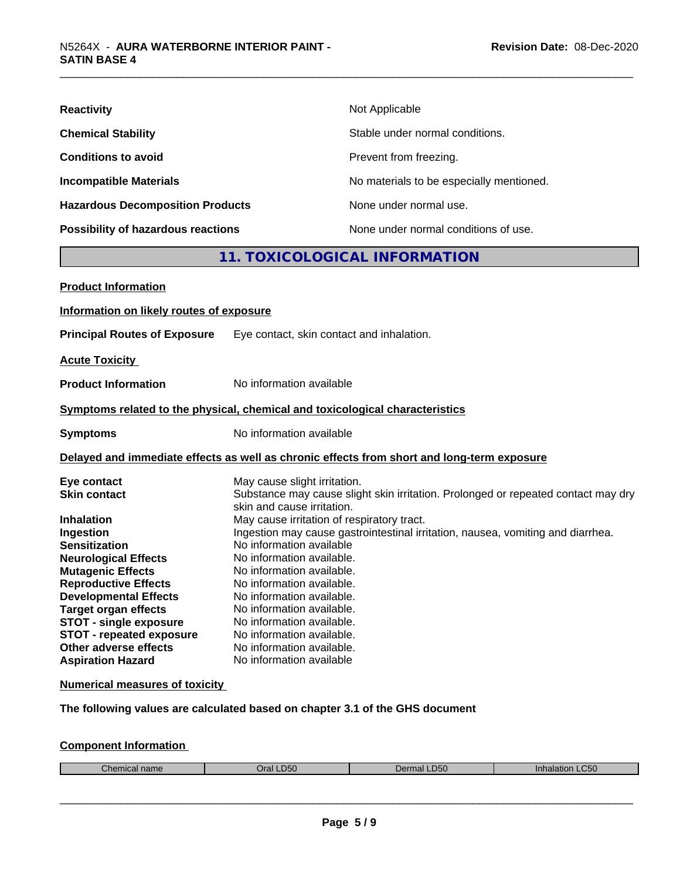| | |
|---|---|
| **Reactivity** | Not Applicable |
| **Chemical Stability** | Stable under normal conditions. |
| **Conditions to avoid** | Prevent from freezing. |
| **Incompatible Materials** | No materials to be especially mentioned. |
| **Hazardous Decomposition Products** | None under normal use. |
| **Possibility of hazardous reactions** | None under normal conditions of use. |

## 11. TOXICOLOGICAL INFORMATION

**Product Information**

**Information on likely routes of exposure**

**Principal Routes of Exposure** Eye contact, skin contact and inhalation.

**Acute Toxicity**

**Product Information** No information available

**Symptoms related to the physical, chemical and toxicological characteristics**

**Symptoms** No information available

**Delayed and immediate effects as well as chronic effects from short and long-term exposure**

| | |
|---|---|
| **Eye contact** | May cause slight irritation. |
| **Skin contact** | Substance may cause slight skin irritation. Prolonged or repeated contact may dry skin and cause irritation. |
| **Inhalation** | May cause irritation of respiratory tract. |
| **Ingestion** | Ingestion may cause gastrointestinal irritation, nausea, vomiting and diarrhea. |
| **Sensitization** | No information available |
| **Neurological Effects** | No information available. |
| **Mutagenic Effects** | No information available. |
| **Reproductive Effects** | No information available. |
| **Developmental Effects** | No information available. |
| **Target organ effects** | No information available. |
| **STOT - single exposure** | No information available. |
| **STOT - repeated exposure** | No information available. |
| **Other adverse effects** | No information available. |
| **Aspiration Hazard** | No information available |

**Numerical measures of toxicity**

**The following values are calculated based on chapter 3.1 of the GHS document**

**Component Information**

| Chemical name | Oral LD50 | Dermal LD50 | Inhalation LC50 |
|---|---|---|---|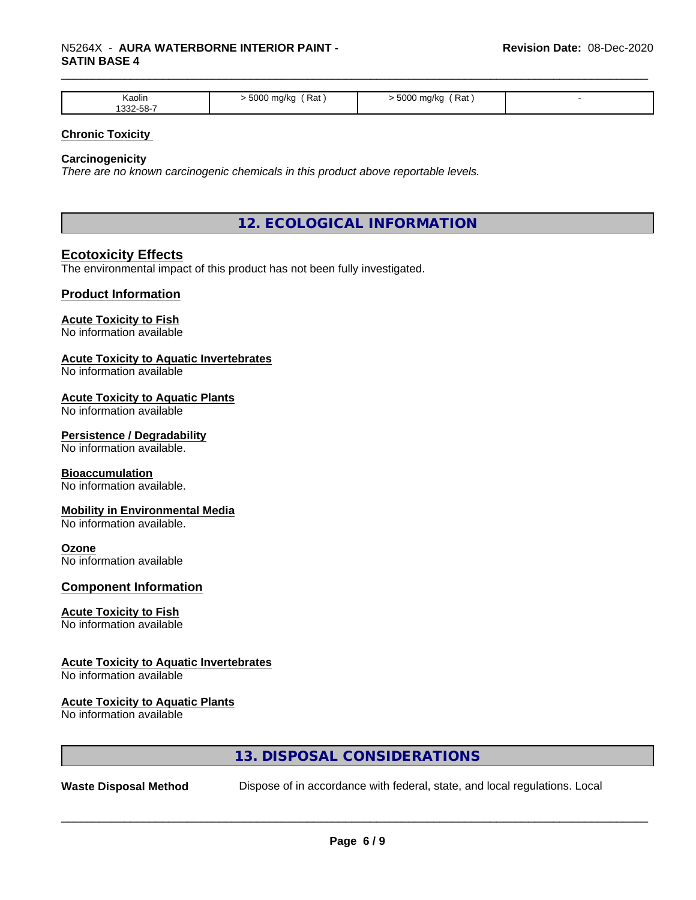| | | | |
|---|---|---|---|
| Kaolin<br>1332-58-7 | > 5000 mg/kg ( Rat ) | > 5000 mg/kg ( Rat ) | - |

### Chronic Toxicity

**Carcinogenicity**

*There are no known carcinogenic chemicals in this product above reportable levels.*

## 12. ECOLOGICAL INFORMATION

### Ecotoxicity Effects

The environmental impact of this product has not been fully investigated.

### Product Information

**Acute Toxicity to Fish**
No information available

**Acute Toxicity to Aquatic Invertebrates**
No information available

**Acute Toxicity to Aquatic Plants**
No information available

**Persistence / Degradability**
No information available.

**Bioaccumulation**
No information available.

**Mobility in Environmental Media**
No information available.

**Ozone**
No information available

### Component Information

**Acute Toxicity to Fish**
No information available

**Acute Toxicity to Aquatic Invertebrates**
No information available

**Acute Toxicity to Aquatic Plants**
No information available

## 13. DISPOSAL CONSIDERATIONS

**Waste Disposal Method** Dispose of in accordance with federal, state, and local regulations. Local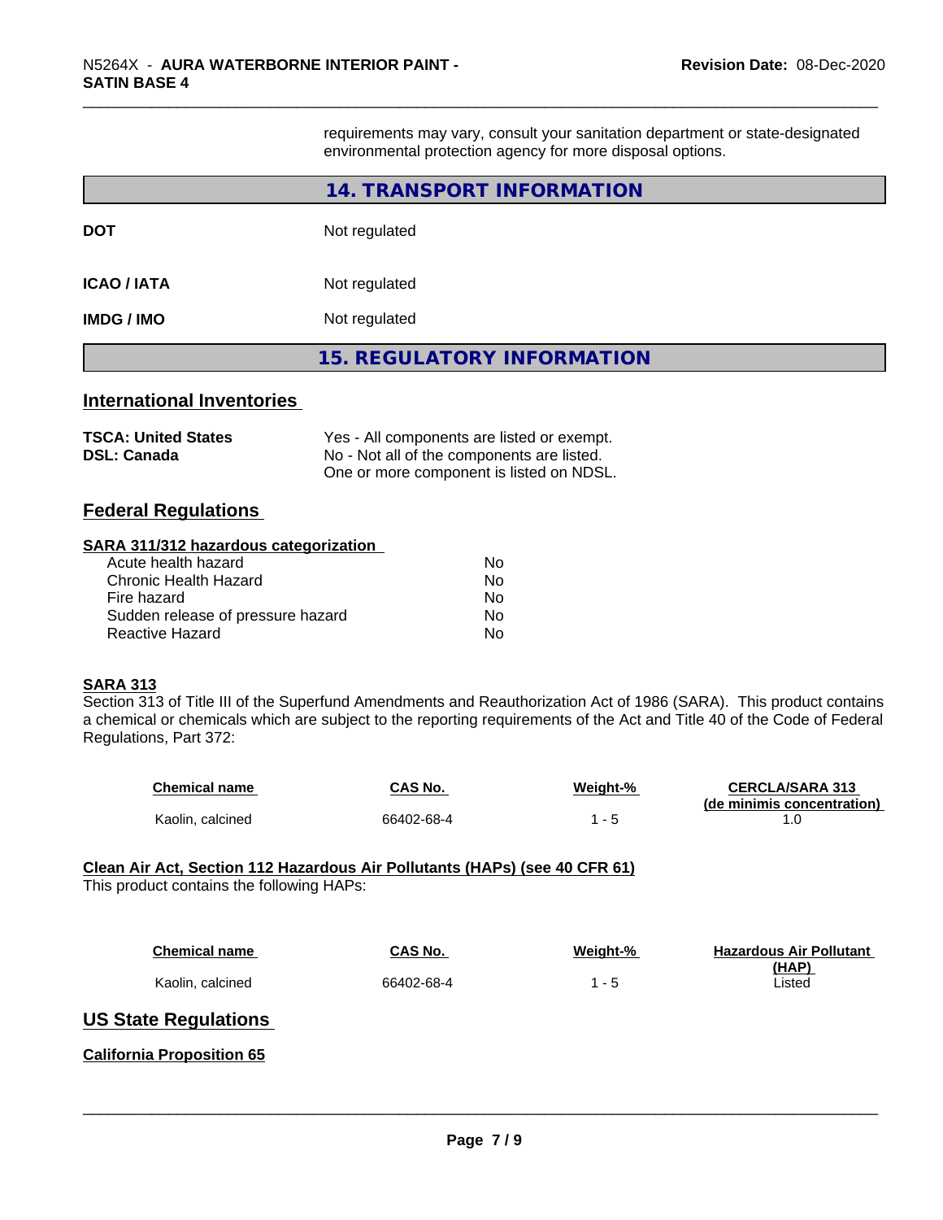requirements may vary, consult your sanitation department or state-designated environmental protection agency for more disposal options.

## 14. TRANSPORT INFORMATION

| | |
|---|---|
| **DOT** | Not regulated |
| **ICAO / IATA** | Not regulated |
| **IMDG / IMO** | Not regulated |

## 15. REGULATORY INFORMATION

### International Inventories

| | |
|---|---|
| **TSCA: United States** | Yes - All components are listed or exempt. |
| **DSL: Canada** | No - Not all of the components are listed.<br>One or more component is listed on NDSL. |

### Federal Regulations

**SARA 311/312 hazardous categorization**

| | |
|---|---|
| Acute health hazard | No |
| Chronic Health Hazard | No |
| Fire hazard | No |
| Sudden release of pressure hazard | No |
| Reactive Hazard | No |

**SARA 313**

Section 313 of Title III of the Superfund Amendments and Reauthorization Act of 1986 (SARA). This product contains a chemical or chemicals which are subject to the reporting requirements of the Act and Title 40 of the Code of Federal Regulations, Part 372:

| Chemical name | CAS No. | Weight-% | CERCLA/SARA 313 (de minimis concentration) |
|---|---|---|---|
| Kaolin, calcined | 66402-68-4 | 1 - 5 | 1.0 |

**Clean Air Act, Section 112 Hazardous Air Pollutants (HAPs) (see 40 CFR 61)**

This product contains the following HAPs:

| Chemical name | CAS No. | Weight-% | Hazardous Air Pollutant (HAP) |
|---|---|---|---|
| Kaolin, calcined | 66402-68-4 | 1 - 5 | Listed |

### US State Regulations

**California Proposition 65**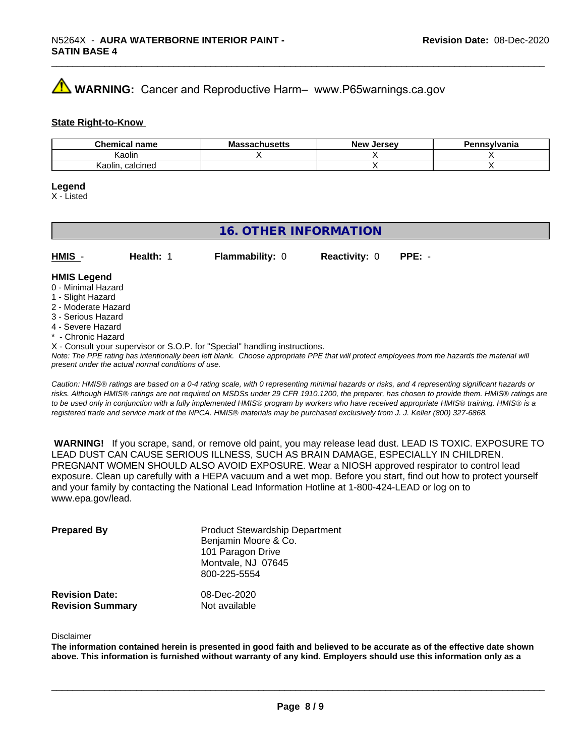⚠ **WARNING:** Cancer and Reproductive Harm– www.P65warnings.ca.gov

**State Right-to-Know**

| Chemical name | Massachusetts | New Jersey | Pennsylvania |
|---|---|---|---|
| Kaolin | X | X | X |
| Kaolin, calcined | | X | X |

**Legend**
X - Listed

## 16. OTHER INFORMATION

**HMIS** - **Health:** 1 **Flammability:** 0 **Reactivity:** 0 **PPE:** -

**HMIS Legend**
0 - Minimal Hazard
1 - Slight Hazard
2 - Moderate Hazard
3 - Serious Hazard
4 - Severe Hazard
* - Chronic Hazard
X - Consult your supervisor or S.O.P. for "Special" handling instructions.

*Note: The PPE rating has intentionally been left blank. Choose appropriate PPE that will protect employees from the hazards the material will present under the actual normal conditions of use.*

*Caution: HMIS® ratings are based on a 0-4 rating scale, with 0 representing minimal hazards or risks, and 4 representing significant hazards or risks. Although HMIS® ratings are not required on MSDSs under 29 CFR 1910.1200, the preparer, has chosen to provide them. HMIS® ratings are to be used only in conjunction with a fully implemented HMIS® program by workers who have received appropriate HMIS® training. HMIS® is a registered trade and service mark of the NPCA. HMIS® materials may be purchased exclusively from J. J. Keller (800) 327-6868.*

**WARNING!** If you scrape, sand, or remove old paint, you may release lead dust. LEAD IS TOXIC. EXPOSURE TO LEAD DUST CAN CAUSE SERIOUS ILLNESS, SUCH AS BRAIN DAMAGE, ESPECIALLY IN CHILDREN. PREGNANT WOMEN SHOULD ALSO AVOID EXPOSURE. Wear a NIOSH approved respirator to control lead exposure. Clean up carefully with a HEPA vacuum and a wet mop. Before you start, find out how to protect yourself and your family by contacting the National Lead Information Hotline at 1-800-424-LEAD or log on to www.epa.gov/lead.

**Prepared By**
Product Stewardship Department
Benjamin Moore & Co.
101 Paragon Drive
Montvale, NJ 07645
800-225-5554

**Revision Date:** 08-Dec-2020
**Revision Summary** Not available

Disclaimer
**The information contained herein is presented in good faith and believed to be accurate as of the effective date shown above. This information is furnished without warranty of any kind. Employers should use this information only as a**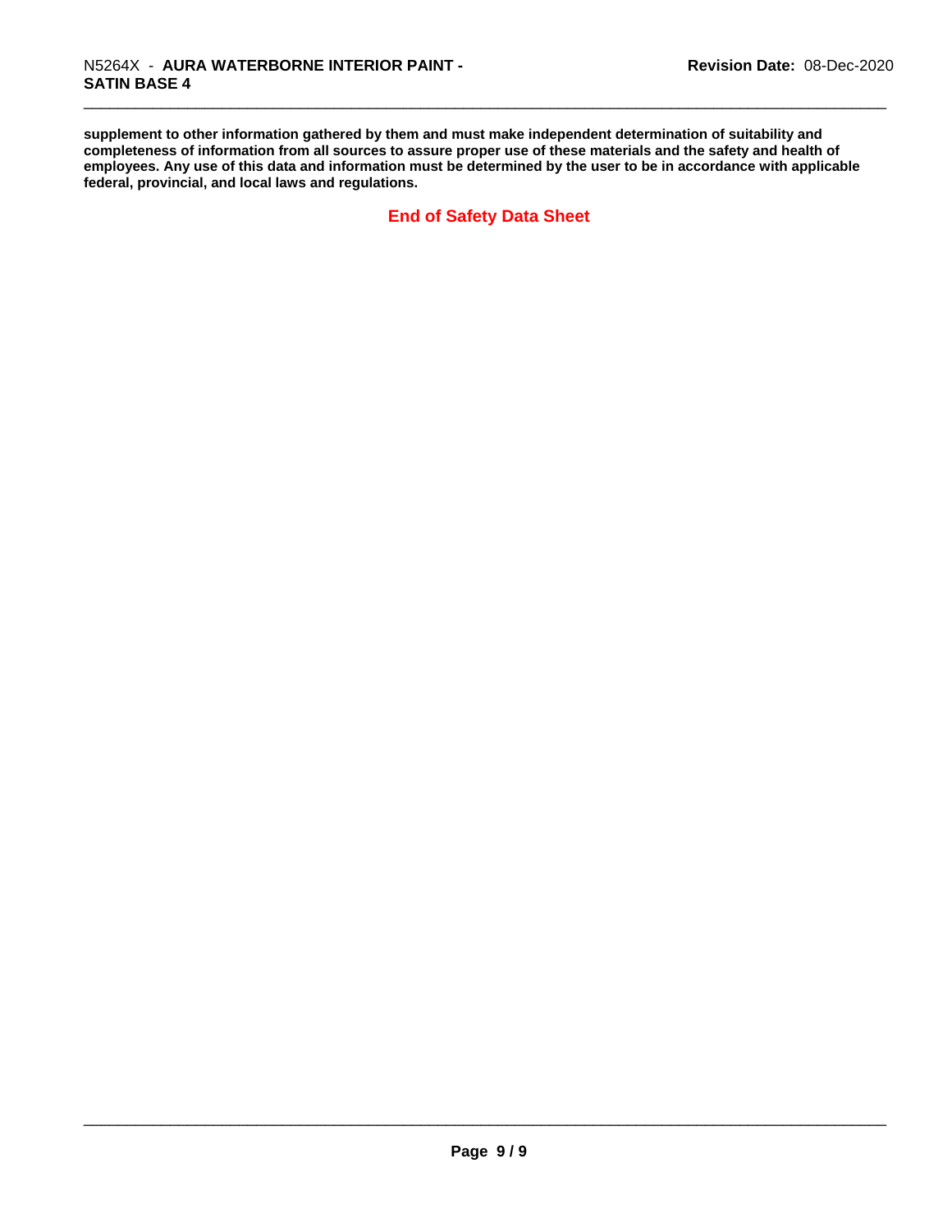**supplement to other information gathered by them and must make independent determination of suitability and completeness of information from all sources to assure proper use of these materials and the safety and health of employees. Any use of this data and information must be determined by the user to be in accordance with applicable federal, provincial, and local laws and regulations.**

**End of Safety Data Sheet**